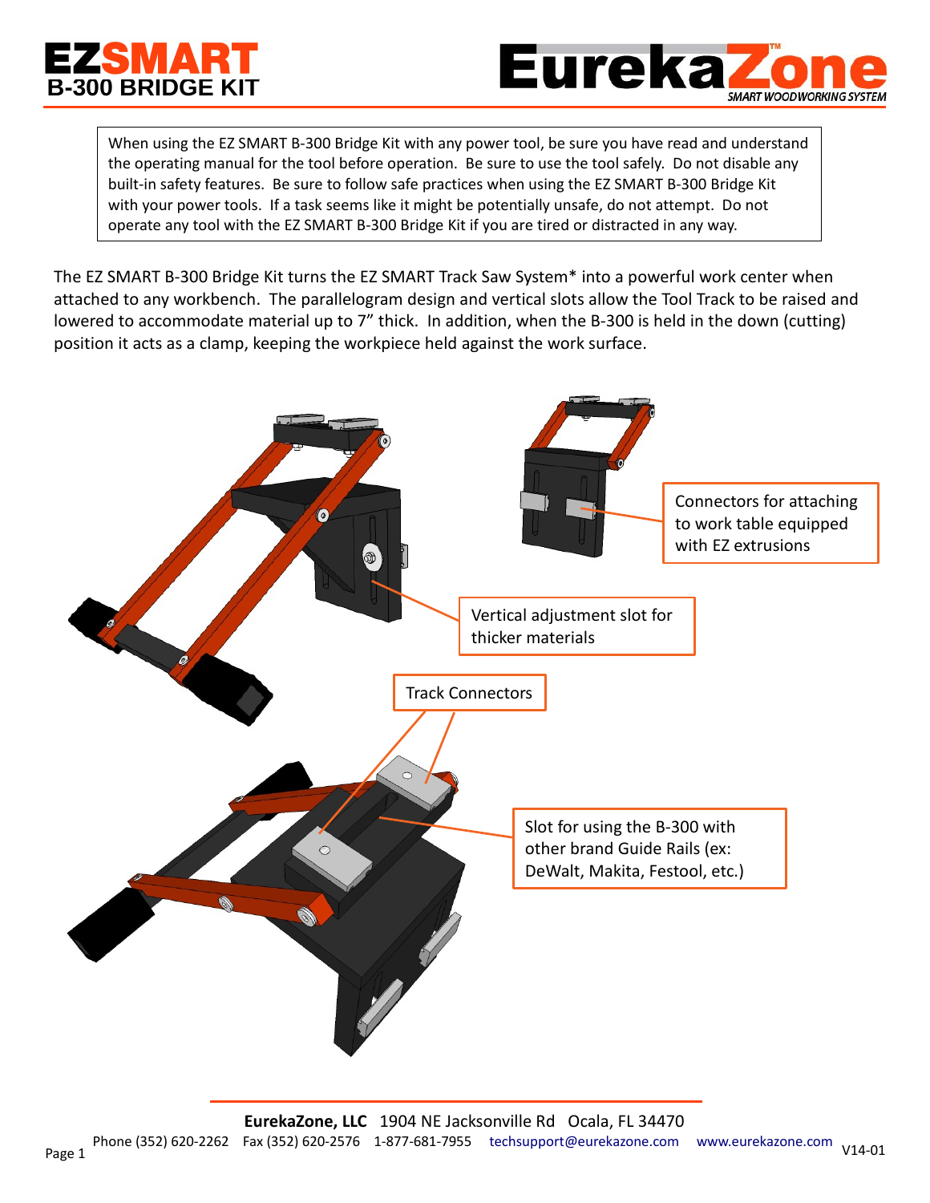# EZSMART B-300 BRIDGE KIT

EurekaZone™ SMART WOODWORKING SYSTEM

> When using the EZ SMART B-300 Bridge Kit with any power tool, be sure you have read and understand the operating manual for the tool before operation. Be sure to use the tool safely. Do not disable any built-in safety features. Be sure to follow safe practices when using the EZ SMART B-300 Bridge Kit with your power tools. If a task seems like it might be potentially unsafe, do not attempt. Do not operate any tool with the EZ SMART B-300 Bridge Kit if you are tired or distracted in any way.

The EZ SMART B-300 Bridge Kit turns the EZ SMART Track Saw System* into a powerful work center when attached to any workbench. The parallelogram design and vertical slots allow the Tool Track to be raised and lowered to accommodate material up to 7" thick. In addition, when the B-300 is held in the down (cutting) position it acts as a clamp, keeping the workpiece held against the work surface.

Connectors for attaching to work table equipped with EZ extrusions

Vertical adjustment slot for thicker materials

Track Connectors

Slot for using the B-300 with other brand Guide Rails (ex: DeWalt, Makita, Festool, etc.)

**EurekaZone, LLC** 1904 NE Jacksonville Rd Ocala, FL 34470
Phone (352) 620-2262 Fax (352) 620-2576 1-877-681-7955 techsupport@eurekazone.com www.eurekazone.com V14-01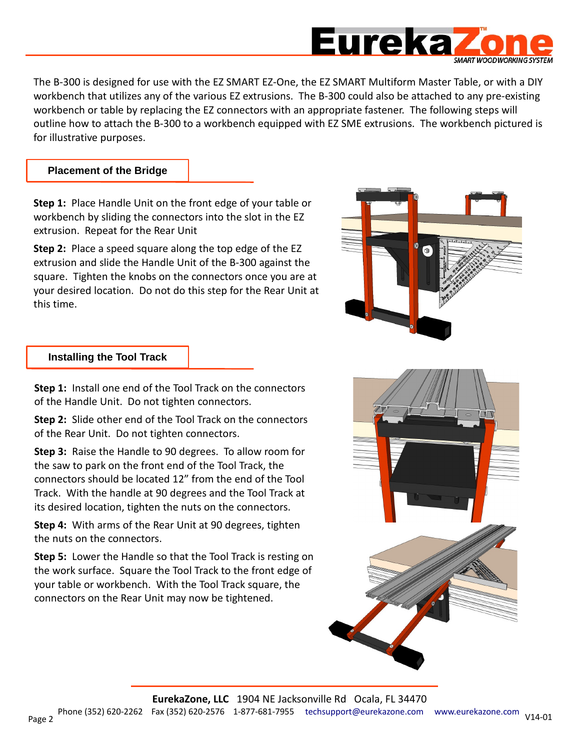The B-300 is designed for use with the EZ SMART EZ-One, the EZ SMART Multiform Master Table, or with a DIY workbench that utilizes any of the various EZ extrusions. The B-300 could also be attached to any pre-existing workbench or table by replacing the EZ connectors with an appropriate fastener. The following steps will outline how to attach the B-300 to a workbench equipped with EZ SME extrusions. The workbench pictured is for illustrative purposes.

## Placement of the Bridge

**Step 1:** Place Handle Unit on the front edge of your table or workbench by sliding the connectors into the slot in the EZ extrusion. Repeat for the Rear Unit

**Step 2:** Place a speed square along the top edge of the EZ extrusion and slide the Handle Unit of the B-300 against the square. Tighten the knobs on the connectors once you are at your desired location. Do not do this step for the Rear Unit at this time.

## Installing the Tool Track

**Step 1:** Install one end of the Tool Track on the connectors of the Handle Unit. Do not tighten connectors.

**Step 2:** Slide other end of the Tool Track on the connectors of the Rear Unit. Do not tighten connectors.

**Step 3:** Raise the Handle to 90 degrees. To allow room for the saw to park on the front end of the Tool Track, the connectors should be located 12” from the end of the Tool Track. With the handle at 90 degrees and the Tool Track at its desired location, tighten the nuts on the connectors.

**Step 4:** With arms of the Rear Unit at 90 degrees, tighten the nuts on the connectors.

**Step 5:** Lower the Handle so that the Tool Track is resting on the work surface. Square the Tool Track to the front edge of your table or workbench. With the Tool Track square, the connectors on the Rear Unit may now be tightened.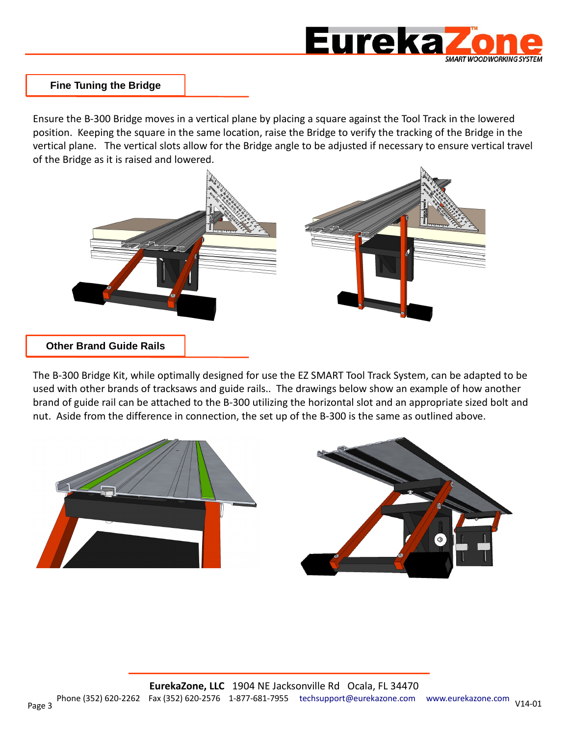## Fine Tuning the Bridge

Ensure the B-300 Bridge moves in a vertical plane by placing a square against the Tool Track in the lowered position. Keeping the square in the same location, raise the Bridge to verify the tracking of the Bridge in the vertical plane. The vertical slots allow for the Bridge angle to be adjusted if necessary to ensure vertical travel of the Bridge as it is raised and lowered.

## Other Brand Guide Rails

The B-300 Bridge Kit, while optimally designed for use the EZ SMART Tool Track System, can be adapted to be used with other brands of tracksaws and guide rails.. The drawings below show an example of how another brand of guide rail can be attached to the B-300 utilizing the horizontal slot and an appropriate sized bolt and nut. Aside from the difference in connection, the set up of the B-300 is the same as outlined above.

**EurekaZone, LLC** 1904 NE Jacksonville Rd Ocala, FL 34470

Phone (352) 620-2262 Fax (352) 620-2576 1-877-681-7955 techsupport@eurekazone.com www.eurekazone.com